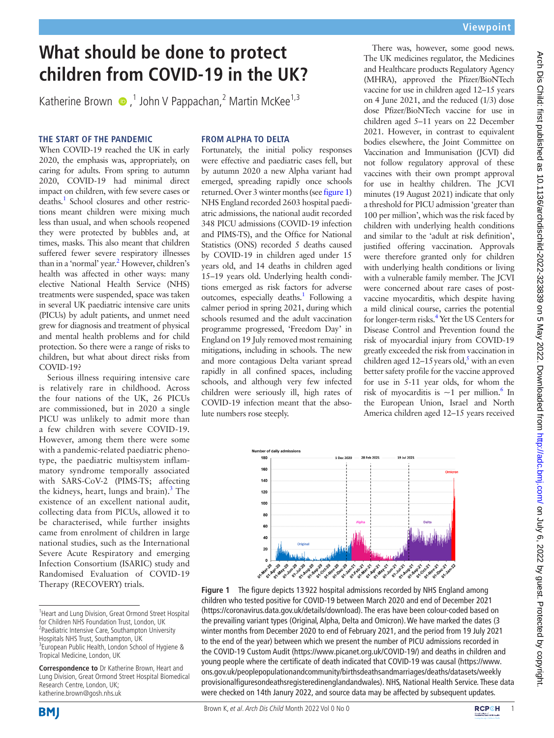Viewpoint

# What should be done to protect children from COVID-19 in the UK?

Katherine Brown [1], John V Pappachan [2], Martin McKee [1,3]

## THE START OF THE PANDEMIC

When COVID-19 reached the UK in early 2020, the emphasis was, appropriately, on caring for adults. From spring to autumn 2020, COVID-19 had minimal direct impact on children, with few severe cases or deaths.[1] School closures and other restrictions meant children were mixing much less than usual, and when schools reopened they were protected by bubbles and, at times, masks. This also meant that children suffered fewer severe respiratory illnesses than in a 'normal' year.[2] However, children's health was affected in other ways: many elective National Health Service (NHS) treatments were suspended, space was taken in several UK paediatric intensive care units (PICUs) by adult patients, and unmet need grew for diagnosis and treatment of physical and mental health problems and for child protection. So there were a range of risks to children, but what about direct risks from COVID-19?

Serious illness requiring intensive care is relatively rare in childhood. Across the four nations of the UK, 26 PICUs are commissioned, but in 2020 a single PICU was unlikely to admit more than a few children with severe COVID-19. However, among them there were some with a pandemic-related paediatric phenotype, the paediatric multisystem inflammatory syndrome temporally associated with SARS-CoV-2 (PIMS-TS; affecting the kidneys, heart, lungs and brain).[3] The existence of an excellent national audit, collecting data from PICUs, allowed it to be characterised, while further insights came from enrolment of children in large national studies, such as the International Severe Acute Respiratory and emerging Infection Consortium (ISARIC) study and Randomised Evaluation of COVID-19 Therapy (RECOVERY) trials.

## FROM ALPHA TO DELTA

Fortunately, the initial policy responses were effective and paediatric cases fell, but by autumn 2020 a new Alpha variant had emerged, spreading rapidly once schools returned. Over 3 winter months (see figure 1) NHS England recorded 2603 hospital paediatric admissions, the national audit recorded 348 PICU admissions (COVID-19 infection and PIMS-TS), and the Office for National Statistics (ONS) recorded 5 deaths caused by COVID-19 in children aged under 15 years old, and 14 deaths in children aged 15–19 years old. Underlying health conditions emerged as risk factors for adverse outcomes, especially deaths.[1] Following a calmer period in spring 2021, during which schools resumed and the adult vaccination programme progressed, 'Freedom Day' in England on 19 July removed most remaining mitigations, including in schools. The new and more contagious Delta variant spread rapidly in all confined spaces, including schools, and although very few infected children were seriously ill, high rates of COVID-19 infection meant that the absolute numbers rose steeply.

There was, however, some good news. The UK medicines regulator, the Medicines and Healthcare products Regulatory Agency (MHRA), approved the Pfizer/BioNTech vaccine for use in children aged 12–15 years on 4 June 2021, and the reduced (1/3) dose Pfizer/BioNTech vaccine for use in children aged 5–11 years on 22 December 2021. However, in contrast to equivalent bodies elsewhere, the Joint Committee on Vaccination and Immunisation (JCVI) did not follow regulatory approval of these vaccines with their own prompt approval for use in healthy children. The JCVI minutes (19 August 2021) indicate that only a threshold for PICU admission 'greater than 100 per million', which was the risk faced by children with underlying health conditions and similar to the 'adult at risk definition', justified offering vaccination. Approvals were therefore granted only for children with underlying health conditions or living with a vulnerable family member. The JCVI were concerned about rare cases of post-vaccine myocarditis, which despite having a mild clinical course, carries the potential for longer-term risks.[4] Yet the US Centers for Disease Control and Prevention found the risk of myocardial injury from COVID-19 greatly exceeded the risk from vaccination in children aged 12–15 years old,[5] with an even better safety profile for the vaccine approved for use in 5-11 year olds, for whom the risk of myocarditis is ~1 per million.[6] In the European Union, Israel and North America children aged 12–15 years received

**Figure 1** The figure depicts 13 922 hospital admissions recorded by NHS England among children who tested positive for COVID-19 between March 2020 and end of December 2021 (https://coronavirus.data.gov.uk/details/download). The eras have been colour-coded based on the prevailing variant types (Original, Alpha, Delta and Omicron). We have marked the dates (3 winter months from December 2020 to end of February 2021, and the period from 19 July 2021 to the end of the year) between which we present the number of PICU admissions recorded in the COVID-19 Custom Audit (https://www.picanet.org.uk/COVID-19/) and deaths in children and young people where the certificate of death indicated that COVID-19 was causal (https://www.ons.gov.uk/peoplepopulationandcommunity/birthsdeathsandmarriages/deaths/datasets/weeklyprovisionalfiguresondeathsregisteredinenglandandwales). NHS, National Health Service. These data were checked on 14th Janury 2022, and source data may be affected by subsequent updates.

[1] Heart and Lung Division, Great Ormond Street Hospital for Children NHS Foundation Trust, London, UK
[2] Paediatric Intensive Care, Southampton University Hospitals NHS Trust, Southampton, UK
[3] European Public Health, London School of Hygiene & Tropical Medicine, London, UK

**Correspondence to** Dr Katherine Brown, Heart and Lung Division, Great Ormond Street Hospital Biomedical Research Centre, London, UK; katherine.brown@gosh.nhs.uk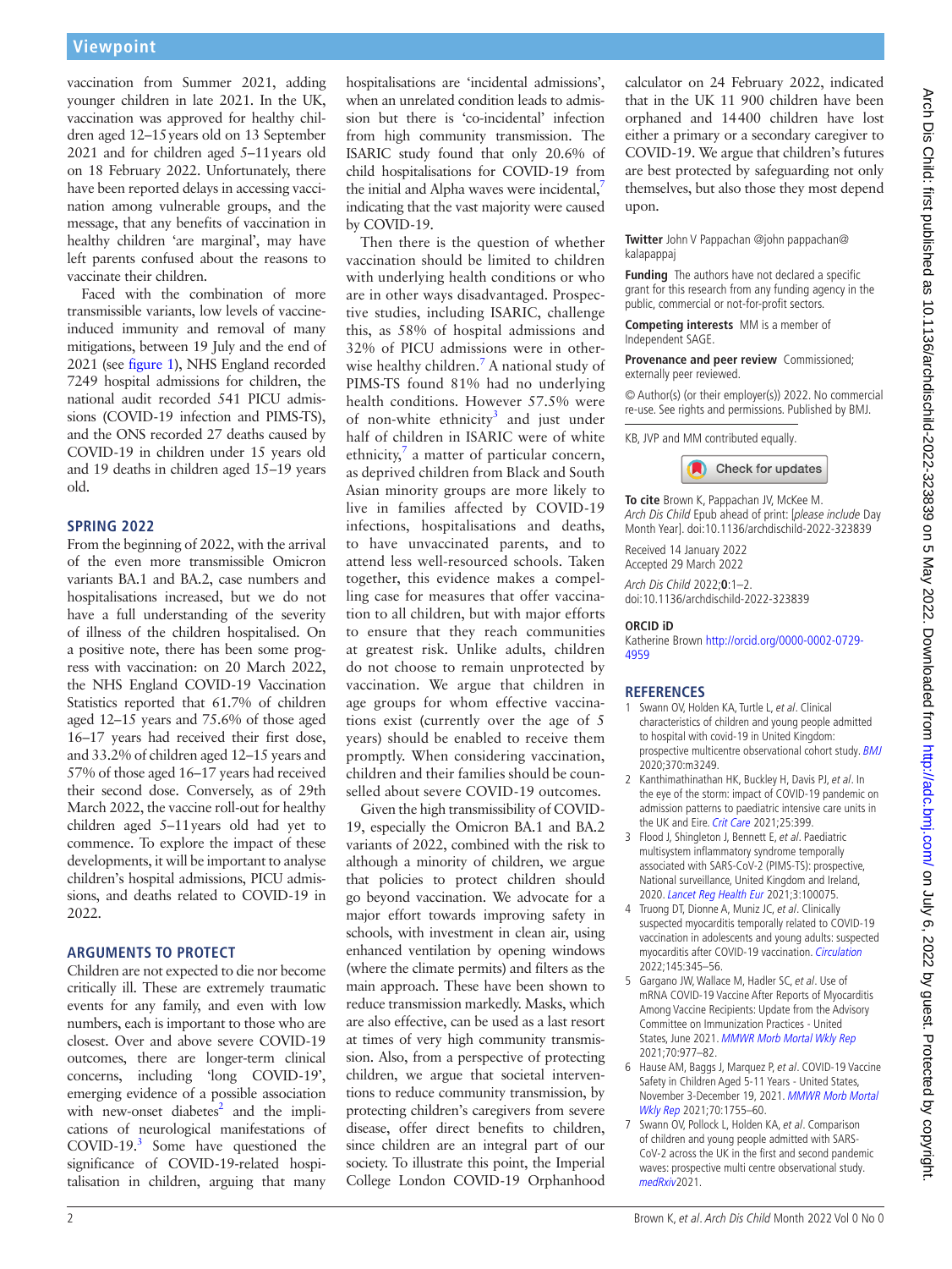vaccination from Summer 2021, adding younger children in late 2021. In the UK, vaccination was approved for healthy children aged 12–15 years old on 13 September 2021 and for children aged 5–11 years old on 18 February 2022. Unfortunately, there have been reported delays in accessing vaccination among vulnerable groups, and the message, that any benefits of vaccination in healthy children 'are marginal', may have left parents confused about the reasons to vaccinate their children.

Faced with the combination of more transmissible variants, low levels of vaccine-induced immunity and removal of many mitigations, between 19 July and the end of 2021 (see figure 1), NHS England recorded 7249 hospital admissions for children, the national audit recorded 541 PICU admissions (COVID-19 infection and PIMS-TS), and the ONS recorded 27 deaths caused by COVID-19 in children under 15 years old and 19 deaths in children aged 15–19 years old.

## SPRING 2022

From the beginning of 2022, with the arrival of the even more transmissible Omicron variants BA.1 and BA.2, case numbers and hospitalisations increased, but we do not have a full understanding of the severity of illness of the children hospitalised. On a positive note, there has been some progress with vaccination: on 20 March 2022, the NHS England COVID-19 Vaccination Statistics reported that 61.7% of children aged 12–15 years and 75.6% of those aged 16–17 years had received their first dose, and 33.2% of children aged 12–15 years and 57% of those aged 16–17 years had received their second dose. Conversely, as of 29th March 2022, the vaccine roll-out for healthy children aged 5–11 years old had yet to commence. To explore the impact of these developments, it will be important to analyse children's hospital admissions, PICU admissions, and deaths related to COVID-19 in 2022.

## ARGUMENTS TO PROTECT

Children are not expected to die nor become critically ill. These are extremely traumatic events for any family, and even with low numbers, each is important to those who are closest. Over and above severe COVID-19 outcomes, there are longer-term clinical concerns, including 'long COVID-19', emerging evidence of a possible association with new-onset diabetes[2] and the implications of neurological manifestations of COVID-19.[3] Some have questioned the significance of COVID-19-related hospitalisation in children, arguing that many hospitalisations are 'incidental admissions', when an unrelated condition leads to admission but there is 'co-incidental' infection from high community transmission. The ISARIC study found that only 20.6% of child hospitalisations for COVID-19 from the initial and Alpha waves were incidental,[7] indicating that the vast majority were caused by COVID-19.

Then there is the question of whether vaccination should be limited to children with underlying health conditions or who are in other ways disadvantaged. Prospective studies, including ISARIC, challenge this, as 58% of hospital admissions and 32% of PICU admissions were in otherwise healthy children.[7] A national study of PIMS-TS found 81% had no underlying health conditions. However 57.5% were of non-white ethnicity[3] and just under half of children in ISARIC were of white ethnicity,[7] a matter of particular concern, as deprived children from Black and South Asian minority groups are more likely to live in families affected by COVID-19 infections, hospitalisations and deaths, to have unvaccinated parents, and to attend less well-resourced schools. Taken together, this evidence makes a compelling case for measures that offer vaccination to all children, but with major efforts to ensure that they reach communities at greatest risk. Unlike adults, children do not choose to remain unprotected by vaccination. We argue that children in age groups for whom effective vaccinations exist (currently over the age of 5 years) should be enabled to receive them promptly. When considering vaccination, children and their families should be counselled about severe COVID-19 outcomes.

Given the high transmissibility of COVID-19, especially the Omicron BA.1 and BA.2 variants of 2022, combined with the risk to although a minority of children, we argue that policies to protect children should go beyond vaccination. We advocate for a major effort towards improving safety in schools, with investment in clean air, using enhanced ventilation by opening windows (where the climate permits) and filters as the main approach. These have been shown to reduce transmission markedly. Masks, which are also effective, can be used as a last resort at times of very high community transmission. Also, from a perspective of protecting children, we argue that societal interventions to reduce community transmission, by protecting children's caregivers from severe disease, offer direct benefits to children, since children are an integral part of our society. To illustrate this point, the Imperial College London COVID-19 Orphanhood calculator on 24 February 2022, indicated that in the UK 11 900 children have been orphaned and 14400 children have lost either a primary or a secondary caregiver to COVID-19. We argue that children's futures are best protected by safeguarding not only themselves, but also those they most depend upon.

**Twitter** John V Pappachan @john pappachan@kalapappaj

**Funding** The authors have not declared a specific grant for this research from any funding agency in the public, commercial or not-for-profit sectors.

**Competing interests** MM is a member of Independent SAGE.

**Provenance and peer review** Commissioned; externally peer reviewed.

© Author(s) (or their employer(s)) 2022. No commercial re-use. See rights and permissions. Published by BMJ.

KB, JVP and MM contributed equally.

**To cite** Brown K, Pappachan JV, McKee M. *Arch Dis Child* Epub ahead of print: [*please include* Day Month Year]. doi:10.1136/archdischild-2022-323839

Received 14 January 2022
Accepted 29 March 2022

*Arch Dis Child* 2022;**0**:1–2. doi:10.1136/archdischild-2022-323839

**ORCID iD**

Katherine Brown http://orcid.org/0000-0002-0729-4959

## REFERENCES

1. Swann OV, Holden KA, Turtle L, *et al*. Clinical characteristics of children and young people admitted to hospital with covid-19 in United Kingdom: prospective multicentre observational cohort study. *BMJ* 2020;370:m3249.
2. Kanthimathinathan HK, Buckley H, Davis PJ, *et al*. In the eye of the storm: impact of COVID-19 pandemic on admission patterns to paediatric intensive care units in the UK and Eire. *Crit Care* 2021;25:399.
3. Flood J, Shingleton J, Bennett E, *et al*. Paediatric multisystem inflammatory syndrome temporally associated with SARS-CoV-2 (PIMS-TS): prospective, National surveillance, United Kingdom and Ireland, 2020. *Lancet Reg Health Eur* 2021;3:100075.
4. Truong DT, Dionne A, Muniz JC, *et al*. Clinically suspected myocarditis temporally related to COVID-19 vaccination in adolescents and young adults: suspected myocarditis after COVID-19 vaccination. *Circulation* 2022;145:345–56.
5. Gargano JW, Wallace M, Hadler SC, *et al*. Use of mRNA COVID-19 Vaccine After Reports of Myocarditis Among Vaccine Recipients: Update from the Advisory Committee on Immunization Practices - United States, June 2021. *MMWR Morb Mortal Wkly Rep* 2021;70:977–82.
6. Hause AM, Baggs J, Marquez P, *et al*. COVID-19 Vaccine Safety in Children Aged 5-11 Years - United States, November 3-December 19, 2021. *MMWR Morb Mortal Wkly Rep* 2021;70:1755–60.
7. Swann OV, Pollock L, Holden KA, *et al*. Comparison of children and young people admitted with SARS-CoV-2 across the UK in the first and second pandemic waves: prospective multi centre observational study. *medRxiv*2021.